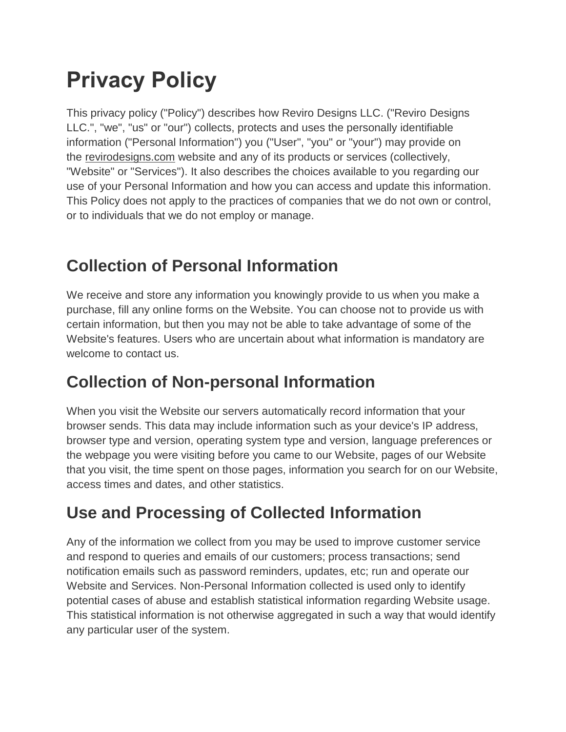# Privacy Policy

This privacy policy ("Policy") describes how Reviro Designs LLC. ("Reviro Designs LLC.", "we", "us" or "our") collects, protects and uses the personally identifiable information ("Personal Information") you ("User", "you" or "your") may provide on the revirodesigns.com website and any of its products or services (collectively, "Website" or "Services"). It also describes the choices available to you regarding our use of your Personal Information and how you can access and update this information. This Policy does not apply to the practices of companies that we do not own or control, or to individuals that we do not employ or manage.

## Collection of Personal Information

We receive and store any information you knowingly provide to us when you make a purchase, fill any online forms on the Website. You can choose not to provide us with certain information, but then you may not be able to take advantage of some of the Website's features. Users who are uncertain about what information is mandatory are welcome to contact us.

## Collection of Non-personal Information

When you visit the Website our servers automatically record information that your browser sends. This data may include information such as your device's IP address, browser type and version, operating system type and version, language preferences or the webpage you were visiting before you came to our Website, pages of our Website that you visit, the time spent on those pages, information you search for on our Website, access times and dates, and other statistics.

## Use and Processing of Collected Information

Any of the information we collect from you may be used to improve customer service and respond to queries and emails of our customers; process transactions; send notification emails such as password reminders, updates, etc; run and operate our Website and Services. Non-Personal Information collected is used only to identify potential cases of abuse and establish statistical information regarding Website usage. This statistical information is not otherwise aggregated in such a way that would identify any particular user of the system.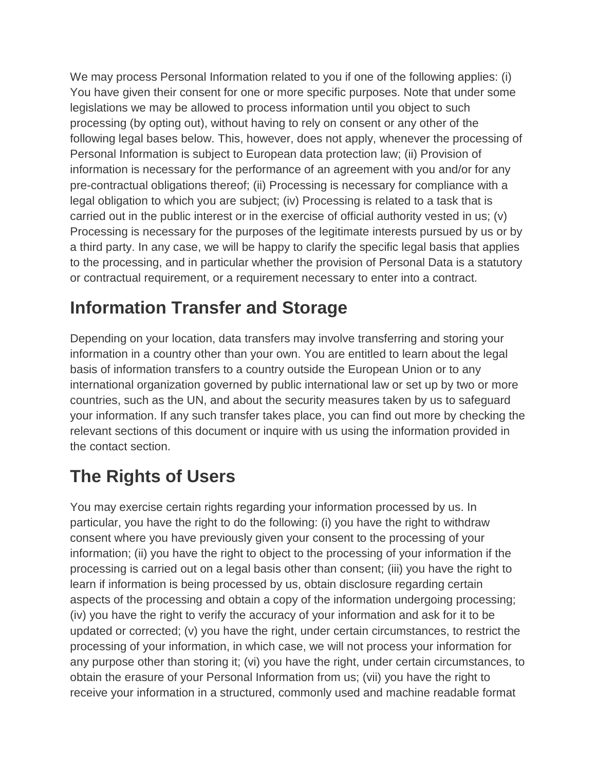We may process Personal Information related to you if one of the following applies: (i) You have given their consent for one or more specific purposes. Note that under some legislations we may be allowed to process information until you object to such processing (by opting out), without having to rely on consent or any other of the following legal bases below. This, however, does not apply, whenever the processing of Personal Information is subject to European data protection law; (ii) Provision of information is necessary for the performance of an agreement with you and/or for any pre-contractual obligations thereof; (ii) Processing is necessary for compliance with a legal obligation to which you are subject; (iv) Processing is related to a task that is carried out in the public interest or in the exercise of official authority vested in us; (v) Processing is necessary for the purposes of the legitimate interests pursued by us or by a third party. In any case, we will be happy to clarify the specific legal basis that applies to the processing, and in particular whether the provision of Personal Data is a statutory or contractual requirement, or a requirement necessary to enter into a contract.

## Information Transfer and Storage

Depending on your location, data transfers may involve transferring and storing your information in a country other than your own. You are entitled to learn about the legal basis of information transfers to a country outside the European Union or to any international organization governed by public international law or set up by two or more countries, such as the UN, and about the security measures taken by us to safeguard your information. If any such transfer takes place, you can find out more by checking the relevant sections of this document or inquire with us using the information provided in the contact section.

## The Rights of Users

You may exercise certain rights regarding your information processed by us. In particular, you have the right to do the following: (i) you have the right to withdraw consent where you have previously given your consent to the processing of your information; (ii) you have the right to object to the processing of your information if the processing is carried out on a legal basis other than consent; (iii) you have the right to learn if information is being processed by us, obtain disclosure regarding certain aspects of the processing and obtain a copy of the information undergoing processing; (iv) you have the right to verify the accuracy of your information and ask for it to be updated or corrected; (v) you have the right, under certain circumstances, to restrict the processing of your information, in which case, we will not process your information for any purpose other than storing it; (vi) you have the right, under certain circumstances, to obtain the erasure of your Personal Information from us; (vii) you have the right to receive your information in a structured, commonly used and machine readable format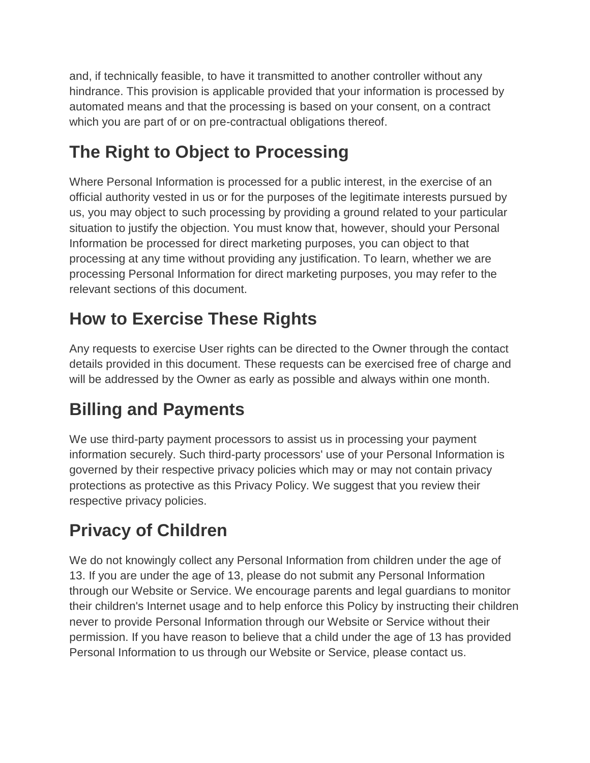and, if technically feasible, to have it transmitted to another controller without any hindrance. This provision is applicable provided that your information is processed by automated means and that the processing is based on your consent, on a contract which you are part of or on pre-contractual obligations thereof.

## The Right to Object to Processing

Where Personal Information is processed for a public interest, in the exercise of an official authority vested in us or for the purposes of the legitimate interests pursued by us, you may object to such processing by providing a ground related to your particular situation to justify the objection. You must know that, however, should your Personal Information be processed for direct marketing purposes, you can object to that processing at any time without providing any justification. To learn, whether we are processing Personal Information for direct marketing purposes, you may refer to the relevant sections of this document.

## How to Exercise These Rights

Any requests to exercise User rights can be directed to the Owner through the contact details provided in this document. These requests can be exercised free of charge and will be addressed by the Owner as early as possible and always within one month.

## Billing and Payments

We use third-party payment processors to assist us in processing your payment information securely. Such third-party processors' use of your Personal Information is governed by their respective privacy policies which may or may not contain privacy protections as protective as this Privacy Policy. We suggest that you review their respective privacy policies.

## Privacy of Children

We do not knowingly collect any Personal Information from children under the age of 13. If you are under the age of 13, please do not submit any Personal Information through our Website or Service. We encourage parents and legal guardians to monitor their children's Internet usage and to help enforce this Policy by instructing their children never to provide Personal Information through our Website or Service without their permission. If you have reason to believe that a child under the age of 13 has provided Personal Information to us through our Website or Service, please contact us.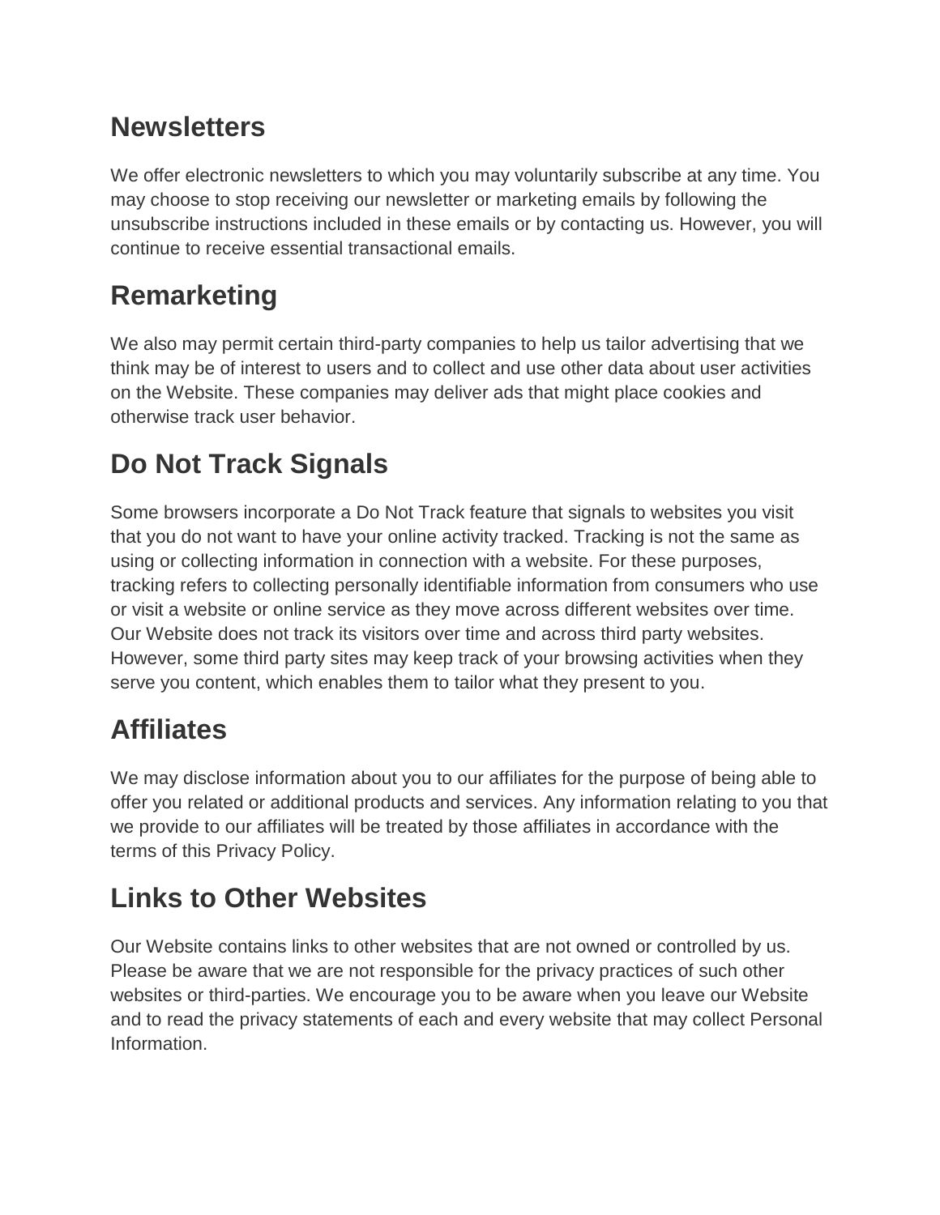## Newsletters

We offer electronic newsletters to which you may voluntarily subscribe at any time. You may choose to stop receiving our newsletter or marketing emails by following the unsubscribe instructions included in these emails or by contacting us. However, you will continue to receive essential transactional emails.

## Remarketing

We also may permit certain third-party companies to help us tailor advertising that we think may be of interest to users and to collect and use other data about user activities on the Website. These companies may deliver ads that might place cookies and otherwise track user behavior.

## Do Not Track Signals

Some browsers incorporate a Do Not Track feature that signals to websites you visit that you do not want to have your online activity tracked. Tracking is not the same as using or collecting information in connection with a website. For these purposes, tracking refers to collecting personally identifiable information from consumers who use or visit a website or online service as they move across different websites over time. Our Website does not track its visitors over time and across third party websites. However, some third party sites may keep track of your browsing activities when they serve you content, which enables them to tailor what they present to you.

## Affiliates

We may disclose information about you to our affiliates for the purpose of being able to offer you related or additional products and services. Any information relating to you that we provide to our affiliates will be treated by those affiliates in accordance with the terms of this Privacy Policy.

## Links to Other Websites

Our Website contains links to other websites that are not owned or controlled by us. Please be aware that we are not responsible for the privacy practices of such other websites or third-parties. We encourage you to be aware when you leave our Website and to read the privacy statements of each and every website that may collect Personal Information.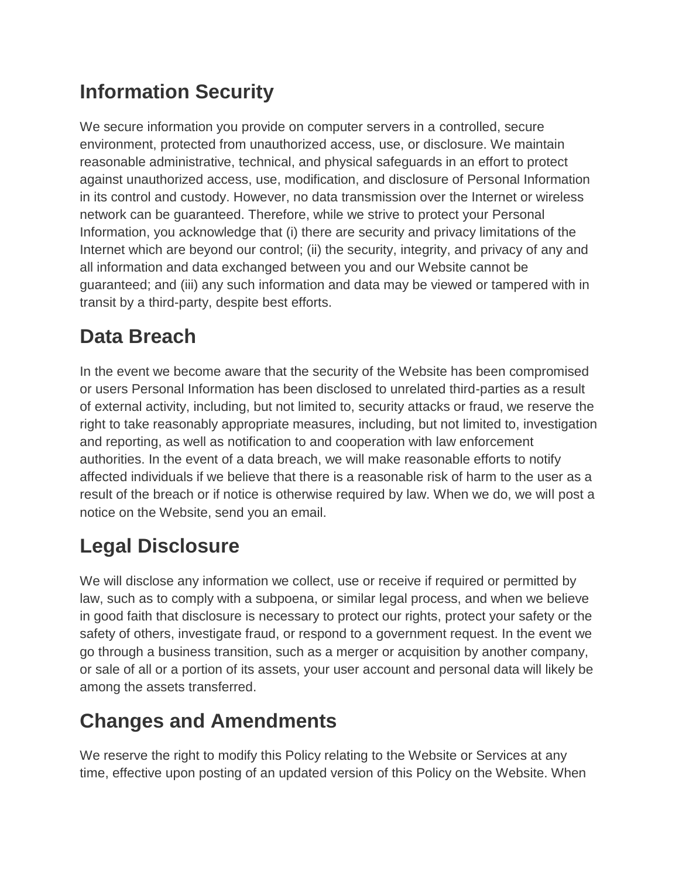## Information Security

We secure information you provide on computer servers in a controlled, secure environment, protected from unauthorized access, use, or disclosure. We maintain reasonable administrative, technical, and physical safeguards in an effort to protect against unauthorized access, use, modification, and disclosure of Personal Information in its control and custody. However, no data transmission over the Internet or wireless network can be guaranteed. Therefore, while we strive to protect your Personal Information, you acknowledge that (i) there are security and privacy limitations of the Internet which are beyond our control; (ii) the security, integrity, and privacy of any and all information and data exchanged between you and our Website cannot be guaranteed; and (iii) any such information and data may be viewed or tampered with in transit by a third-party, despite best efforts.

## Data Breach

In the event we become aware that the security of the Website has been compromised or users Personal Information has been disclosed to unrelated third-parties as a result of external activity, including, but not limited to, security attacks or fraud, we reserve the right to take reasonably appropriate measures, including, but not limited to, investigation and reporting, as well as notification to and cooperation with law enforcement authorities. In the event of a data breach, we will make reasonable efforts to notify affected individuals if we believe that there is a reasonable risk of harm to the user as a result of the breach or if notice is otherwise required by law. When we do, we will post a notice on the Website, send you an email.

## Legal Disclosure

We will disclose any information we collect, use or receive if required or permitted by law, such as to comply with a subpoena, or similar legal process, and when we believe in good faith that disclosure is necessary to protect our rights, protect your safety or the safety of others, investigate fraud, or respond to a government request. In the event we go through a business transition, such as a merger or acquisition by another company, or sale of all or a portion of its assets, your user account and personal data will likely be among the assets transferred.

## Changes and Amendments

We reserve the right to modify this Policy relating to the Website or Services at any time, effective upon posting of an updated version of this Policy on the Website. When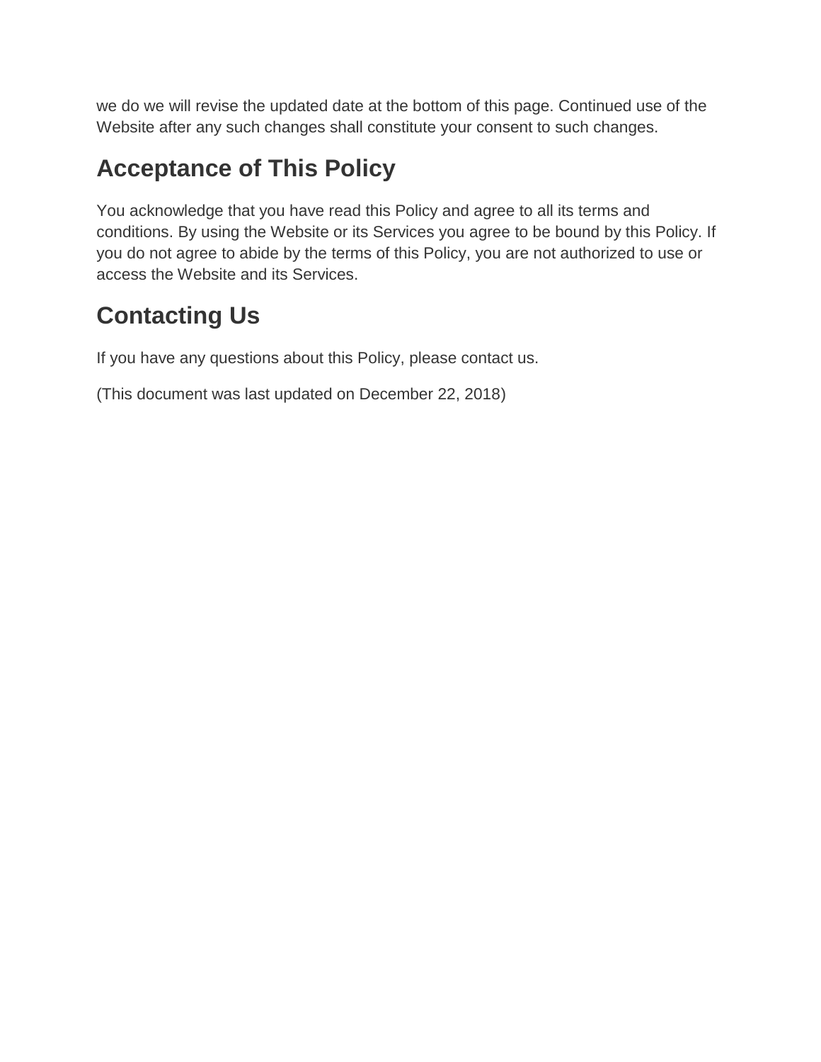we do we will revise the updated date at the bottom of this page. Continued use of the Website after any such changes shall constitute your consent to such changes.

## Acceptance of This Policy

You acknowledge that you have read this Policy and agree to all its terms and conditions. By using the Website or its Services you agree to be bound by this Policy. If you do not agree to abide by the terms of this Policy, you are not authorized to use or access the Website and its Services.

## Contacting Us

If you have any questions about this Policy, please contact us.

(This document was last updated on December 22, 2018)